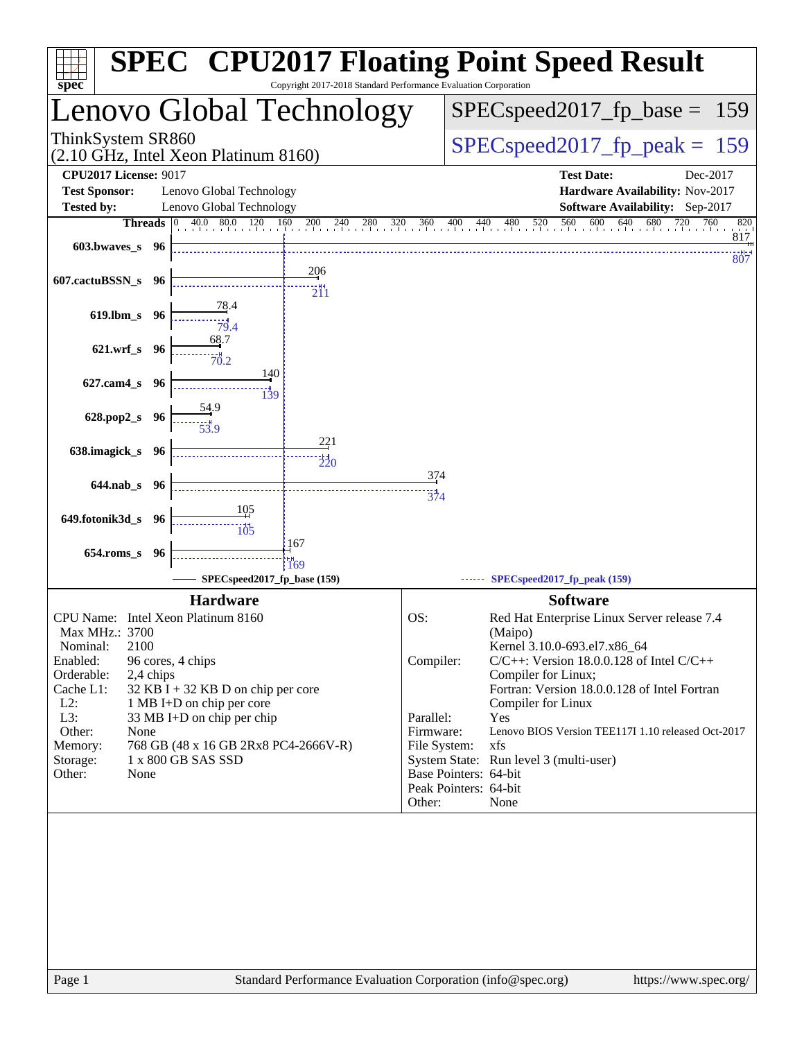# SPEC CPU2017 Floating Point Speed Result

Copyright 2017-2018 Standard Performance Evaluation Corporation

## Lenovo Global Technology

ThinkSystem SR860
(2.10 GHz, Intel Xeon Platinum 8160)

SPECspeed2017_fp_base = 159

SPECspeed2017_fp_peak = 159

| | | | |
|---|---|---|---|
| **CPU2017 License:** | 9017 | **Test Date:** | Dec-2017 |
| **Test Sponsor:** | Lenovo Global Technology | **Hardware Availability:** | Nov-2017 |
| **Tested by:** | Lenovo Global Technology | **Software Availability:** | Sep-2017 |

| Benchmark | Threads | Base | Peak |
|---|---|---|---|
| 603.bwaves_s | 96 | 817 | 807 |
| 607.cactuBSSN_s | 96 | 206 | 211 |
| 619.lbm_s | 96 | 78.4 | 79.4 |
| 621.wrf_s | 96 | 68.7 | 70.2 |
| 627.cam4_s | 96 | 140 | 139 |
| 628.pop2_s | 96 | 54.9 | 53.9 |
| 638.imagick_s | 96 | 221 | 220 |
| 644.nab_s | 96 | 374 | 374 |
| 649.fotonik3d_s | 96 | 105 | 105 |
| 654.roms_s | 96 | 167 | 169 |

SPECspeed2017_fp_base (159) — SPECspeed2017_fp_peak (159)

### Hardware

| | |
|---|---|
| CPU Name: | Intel Xeon Platinum 8160 |
| Max MHz.: | 3700 |
| Nominal: | 2100 |
| Enabled: | 96 cores, 4 chips |
| Orderable: | 2,4 chips |
| Cache L1: | 32 KB I + 32 KB D on chip per core |
| L2: | 1 MB I+D on chip per core |
| L3: | 33 MB I+D on chip per chip |
| Other: | None |
| Memory: | 768 GB (48 x 16 GB 2Rx8 PC4-2666V-R) |
| Storage: | 1 x 800 GB SAS SSD |
| Other: | None |

### Software

| | |
|---|---|
| OS: | Red Hat Enterprise Linux Server release 7.4 (Maipo) Kernel 3.10.0-693.el7.x86_64 |
| Compiler: | C/C++: Version 18.0.0.128 of Intel C/C++ Compiler for Linux; Fortran: Version 18.0.0.128 of Intel Fortran Compiler for Linux |
| Parallel: | Yes |
| Firmware: | Lenovo BIOS Version TEE117I 1.10 released Oct-2017 |
| File System: | xfs |
| System State: | Run level 3 (multi-user) |
| Base Pointers: | 64-bit |
| Peak Pointers: | 64-bit |
| Other: | None |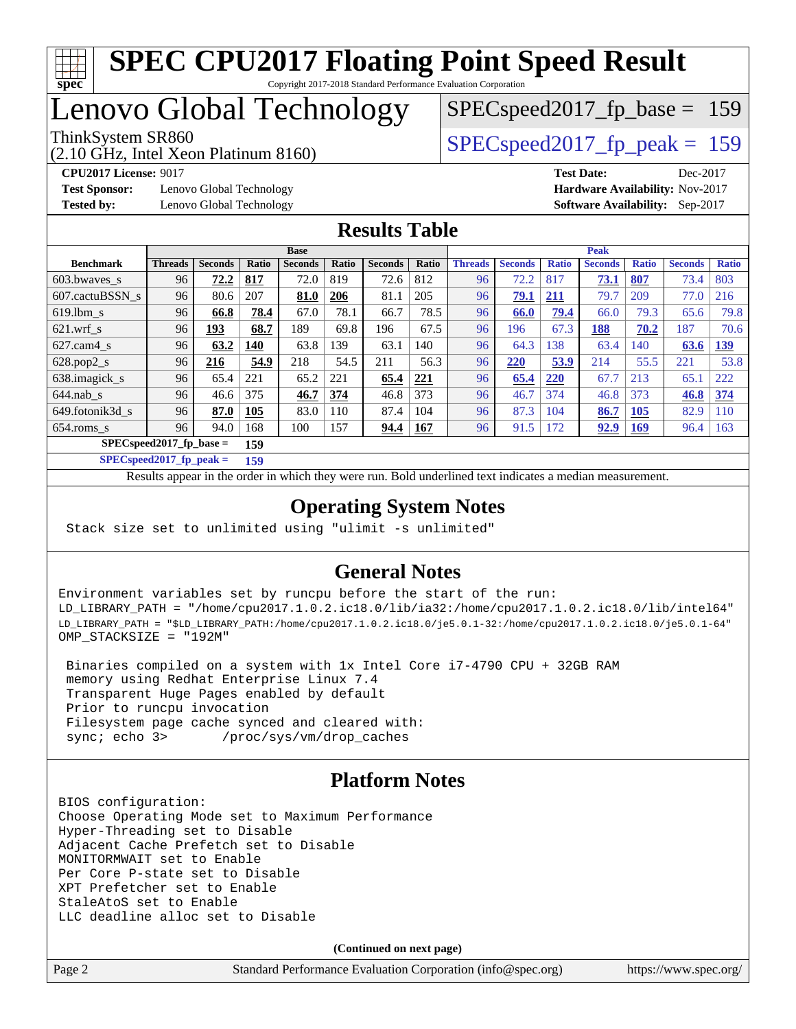# SPEC CPU2017 Floating Point Speed Result

Copyright 2017-2018 Standard Performance Evaluation Corporation

# Lenovo Global Technology

ThinkSystem SR860
(2.10 GHz, Intel Xeon Platinum 8160)

SPECspeed2017_fp_base = 159

SPECspeed2017_fp_peak = 159

**CPU2017 License:** 9017
**Test Sponsor:** Lenovo Global Technology
**Tested by:** Lenovo Global Technology

**Test Date:** Dec-2017
**Hardware Availability:** Nov-2017
**Software Availability:** Sep-2017

## Results Table

| Benchmark | Base | | | | | | | Peak | | | | | | |
|---|---|---|---|---|---|---|---|---|---|---|---|---|---|---|
| | Threads | Seconds | Ratio | Seconds | Ratio | Seconds | Ratio | Threads | Seconds | Ratio | Seconds | Ratio | Seconds | Ratio |
| 603.bwaves_s | 96 | **72.2** | **817** | 72.0 | 819 | 72.6 | 812 | 96 | 72.2 | 817 | **73.1** | **807** | 73.4 | 803 |
| 607.cactuBSSN_s | 96 | 80.6 | 207 | **81.0** | **206** | 81.1 | 205 | 96 | **79.1** | **211** | 79.7 | 209 | 77.0 | 216 |
| 619.lbm_s | 96 | **66.8** | **78.4** | 67.0 | 78.1 | 66.7 | 78.5 | 96 | **66.0** | **79.4** | 66.0 | 79.3 | 65.6 | 79.8 |
| 621.wrf_s | 96 | **193** | **68.7** | 189 | 69.8 | 196 | 67.5 | 96 | 196 | 67.3 | **188** | **70.2** | 187 | 70.6 |
| 627.cam4_s | 96 | **63.2** | **140** | 63.8 | 139 | 63.1 | 140 | 96 | 64.3 | 138 | 63.4 | 140 | **63.6** | **139** |
| 628.pop2_s | 96 | **216** | **54.9** | 218 | 54.5 | 211 | 56.3 | 96 | **220** | **53.9** | 214 | 55.5 | 221 | 53.8 |
| 638.imagick_s | 96 | 65.4 | 221 | 65.2 | 221 | **65.4** | **221** | 96 | **65.4** | **220** | 67.7 | 213 | 65.1 | 222 |
| 644.nab_s | 96 | 46.6 | 375 | **46.7** | **374** | 46.8 | 373 | 96 | 46.7 | 374 | 46.8 | 373 | **46.8** | **374** |
| 649.fotonik3d_s | 96 | **87.0** | **105** | 83.0 | 110 | 87.4 | 104 | 96 | 87.3 | 104 | **86.7** | **105** | 82.9 | 110 |
| 654.roms_s | 96 | 94.0 | 168 | 100 | 157 | **94.4** | **167** | 96 | 91.5 | 172 | **92.9** | **169** | 96.4 | 163 |

**SPECspeed2017_fp_base = 159**

**SPECspeed2017_fp_peak = 159**

Results appear in the order in which they were run. Bold underlined text indicates a median measurement.

## Operating System Notes

```
Stack size set to unlimited using "ulimit -s unlimited"
```

## General Notes

```
Environment variables set by runcpu before the start of the run:
LD_LIBRARY_PATH = "/home/cpu2017.1.0.2.ic18.0/lib/ia32:/home/cpu2017.1.0.2.ic18.0/lib/intel64"
LD_LIBRARY_PATH = "$LD_LIBRARY_PATH:/home/cpu2017.1.0.2.ic18.0/je5.0.1-32:/home/cpu2017.1.0.2.ic18.0/je5.0.1-64"
OMP_STACKSIZE = "192M"

 Binaries compiled on a system with 1x Intel Core i7-4790 CPU + 32GB RAM
 memory using Redhat Enterprise Linux 7.4
 Transparent Huge Pages enabled by default
 Prior to runcpu invocation
 Filesystem page cache synced and cleared with:
 sync; echo 3>       /proc/sys/vm/drop_caches
```

## Platform Notes

```
BIOS configuration:
Choose Operating Mode set to Maximum Performance
Hyper-Threading set to Disable
Adjacent Cache Prefetch set to Disable
MONITORMWAIT set to Enable
Per Core P-state set to Disable
XPT Prefetcher set to Enable
StaleAtoS set to Enable
LLC deadline alloc set to Disable
```

**(Continued on next page)**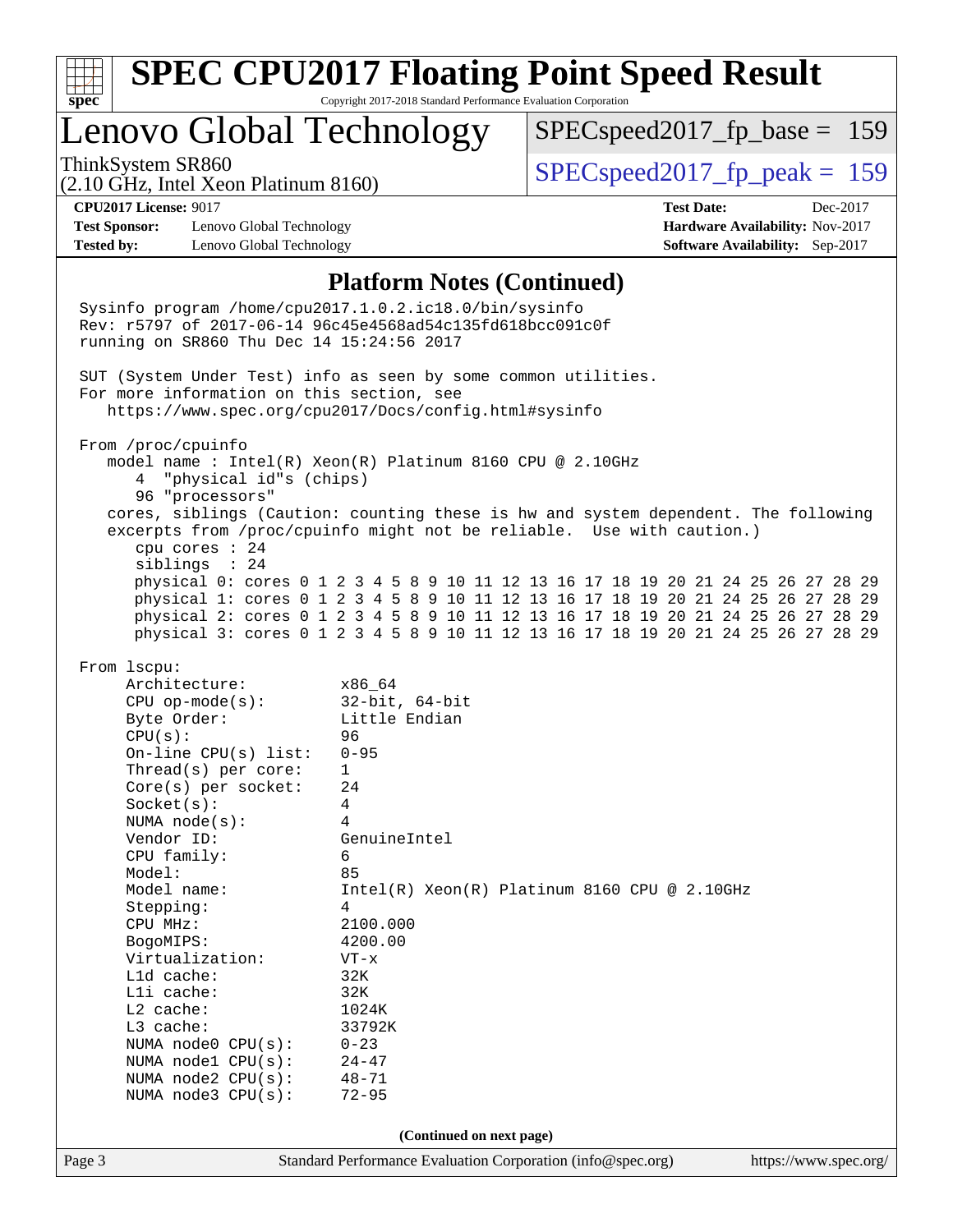# Lenovo Global Technology

ThinkSystem SR860
(2.10 GHz, Intel Xeon Platinum 8160)

SPECspeed2017_fp_base = 159

SPECspeed2017_fp_peak = 159

**CPU2017 License:** 9017
**Test Sponsor:** Lenovo Global Technology
**Tested by:** Lenovo Global Technology

**Test Date:** Dec-2017
**Hardware Availability:** Nov-2017
**Software Availability:** Sep-2017

## Platform Notes (Continued)

```
Sysinfo program /home/cpu2017.1.0.2.ic18.0/bin/sysinfo
Rev: r5797 of 2017-06-14 96c45e4568ad54c135fd618bcc091c0f
running on SR860 Thu Dec 14 15:24:56 2017

SUT (System Under Test) info as seen by some common utilities.
For more information on this section, see
   https://www.spec.org/cpu2017/Docs/config.html#sysinfo

From /proc/cpuinfo
   model name : Intel(R) Xeon(R) Platinum 8160 CPU @ 2.10GHz
      4  "physical id"s (chips)
      96 "processors"
   cores, siblings (Caution: counting these is hw and system dependent. The following
   excerpts from /proc/cpuinfo might not be reliable.  Use with caution.)
      cpu cores : 24
      siblings  : 24
      physical 0: cores 0 1 2 3 4 5 8 9 10 11 12 13 16 17 18 19 20 21 24 25 26 27 28 29
      physical 1: cores 0 1 2 3 4 5 8 9 10 11 12 13 16 17 18 19 20 21 24 25 26 27 28 29
      physical 2: cores 0 1 2 3 4 5 8 9 10 11 12 13 16 17 18 19 20 21 24 25 26 27 28 29
      physical 3: cores 0 1 2 3 4 5 8 9 10 11 12 13 16 17 18 19 20 21 24 25 26 27 28 29

From lscpu:
     Architecture:          x86_64
     CPU op-mode(s):        32-bit, 64-bit
     Byte Order:            Little Endian
     CPU(s):                96
     On-line CPU(s) list:   0-95
     Thread(s) per core:    1
     Core(s) per socket:    24
     Socket(s):             4
     NUMA node(s):          4
     Vendor ID:             GenuineIntel
     CPU family:            6
     Model:                 85
     Model name:            Intel(R) Xeon(R) Platinum 8160 CPU @ 2.10GHz
     Stepping:              4
     CPU MHz:               2100.000
     BogoMIPS:              4200.00
     Virtualization:        VT-x
     L1d cache:             32K
     L1i cache:             32K
     L2 cache:              1024K
     L3 cache:              33792K
     NUMA node0 CPU(s):     0-23
     NUMA node1 CPU(s):     24-47
     NUMA node2 CPU(s):     48-71
     NUMA node3 CPU(s):     72-95
```

**(Continued on next page)**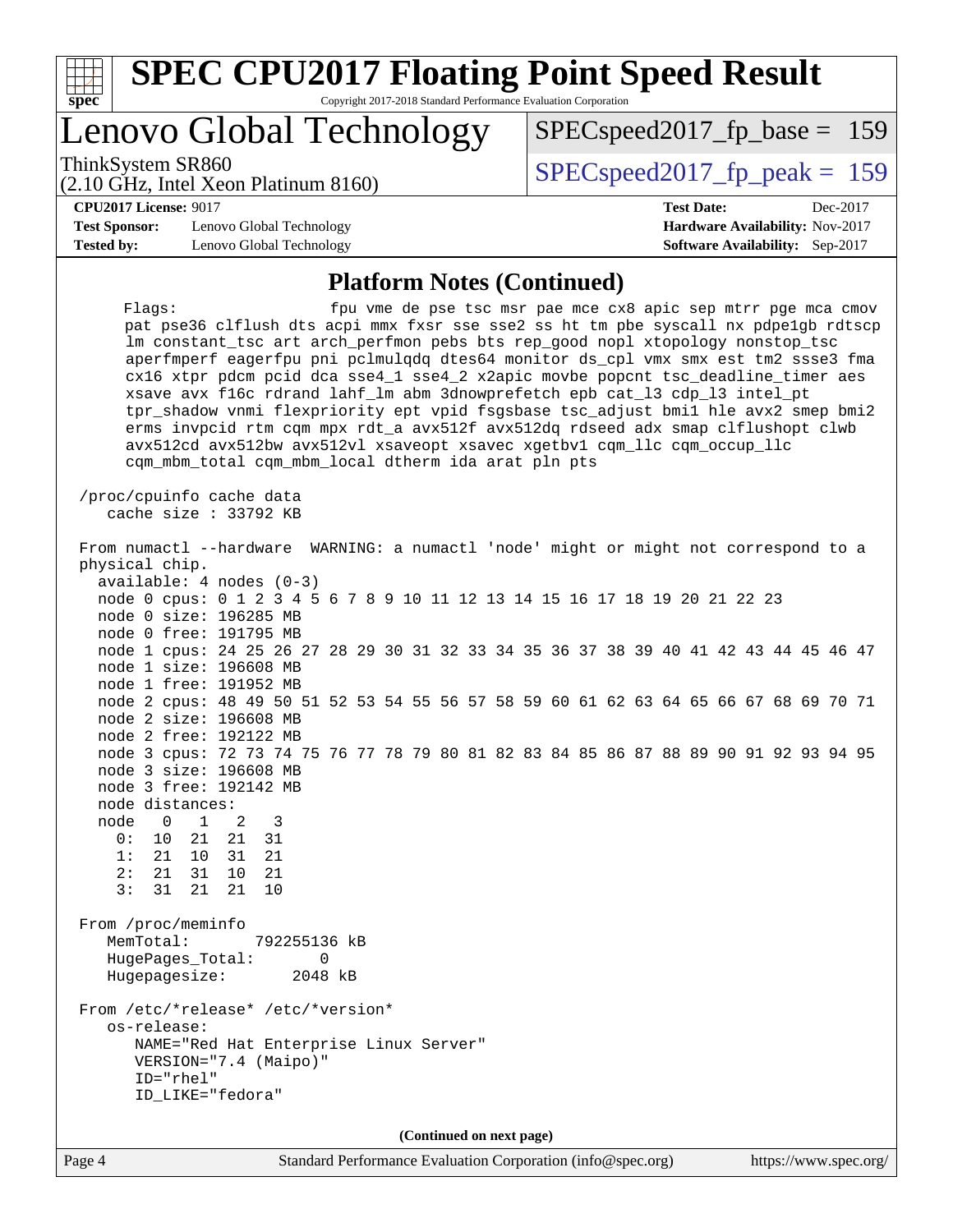## Platform Notes (Continued)

```
     Flags:              fpu vme de pse tsc msr pae mce cx8 apic sep mtrr pge mca cmov
     pat pse36 clflush dts acpi mmx fxsr sse sse2 ss ht tm pbe syscall nx pdpe1gb rdtscp
     lm constant_tsc art arch_perfmon pebs bts rep_good nopl xtopology nonstop_tsc
     aperfmperf eagerfpu pni pclmulqdq dtes64 monitor ds_cpl vmx smx est tm2 ssse3 fma
     cx16 xtpr pdcm pcid dca sse4_1 sse4_2 x2apic movbe popcnt tsc_deadline_timer aes
     xsave avx f16c rdrand lahf_lm abm 3dnowprefetch epb cat_l3 cdp_l3 intel_pt
     tpr_shadow vnmi flexpriority ept vpid fsgsbase tsc_adjust bmi1 hle avx2 smep bmi2
     erms invpcid rtm cqm mpx rdt_a avx512f avx512dq rdseed adx smap clflushopt clwb
     avx512cd avx512bw avx512vl xsaveopt xsavec xgetbv1 cqm_llc cqm_occup_llc
     cqm_mbm_total cqm_mbm_local dtherm ida arat pln pts

 /proc/cpuinfo cache data
    cache size : 33792 KB

 From numactl --hardware  WARNING: a numactl 'node' might or might not correspond to a
 physical chip.
   available: 4 nodes (0-3)
   node 0 cpus: 0 1 2 3 4 5 6 7 8 9 10 11 12 13 14 15 16 17 18 19 20 21 22 23
   node 0 size: 196285 MB
   node 0 free: 191795 MB
   node 1 cpus: 24 25 26 27 28 29 30 31 32 33 34 35 36 37 38 39 40 41 42 43 44 45 46 47
   node 1 size: 196608 MB
   node 1 free: 191952 MB
   node 2 cpus: 48 49 50 51 52 53 54 55 56 57 58 59 60 61 62 63 64 65 66 67 68 69 70 71
   node 2 size: 196608 MB
   node 2 free: 192122 MB
   node 3 cpus: 72 73 74 75 76 77 78 79 80 81 82 83 84 85 86 87 88 89 90 91 92 93 94 95
   node 3 size: 196608 MB
   node 3 free: 192142 MB
   node distances:
   node   0   1   2   3
     0:  10  21  21  31
     1:  21  10  31  21
     2:  21  31  10  21
     3:  31  21  21  10

 From /proc/meminfo
    MemTotal:       792255136 kB
    HugePages_Total:       0
    Hugepagesize:       2048 kB

 From /etc/*release* /etc/*version*
    os-release:
       NAME="Red Hat Enterprise Linux Server"
       VERSION="7.4 (Maipo)"
       ID="rhel"
       ID_LIKE="fedora"
```

**(Continued on next page)**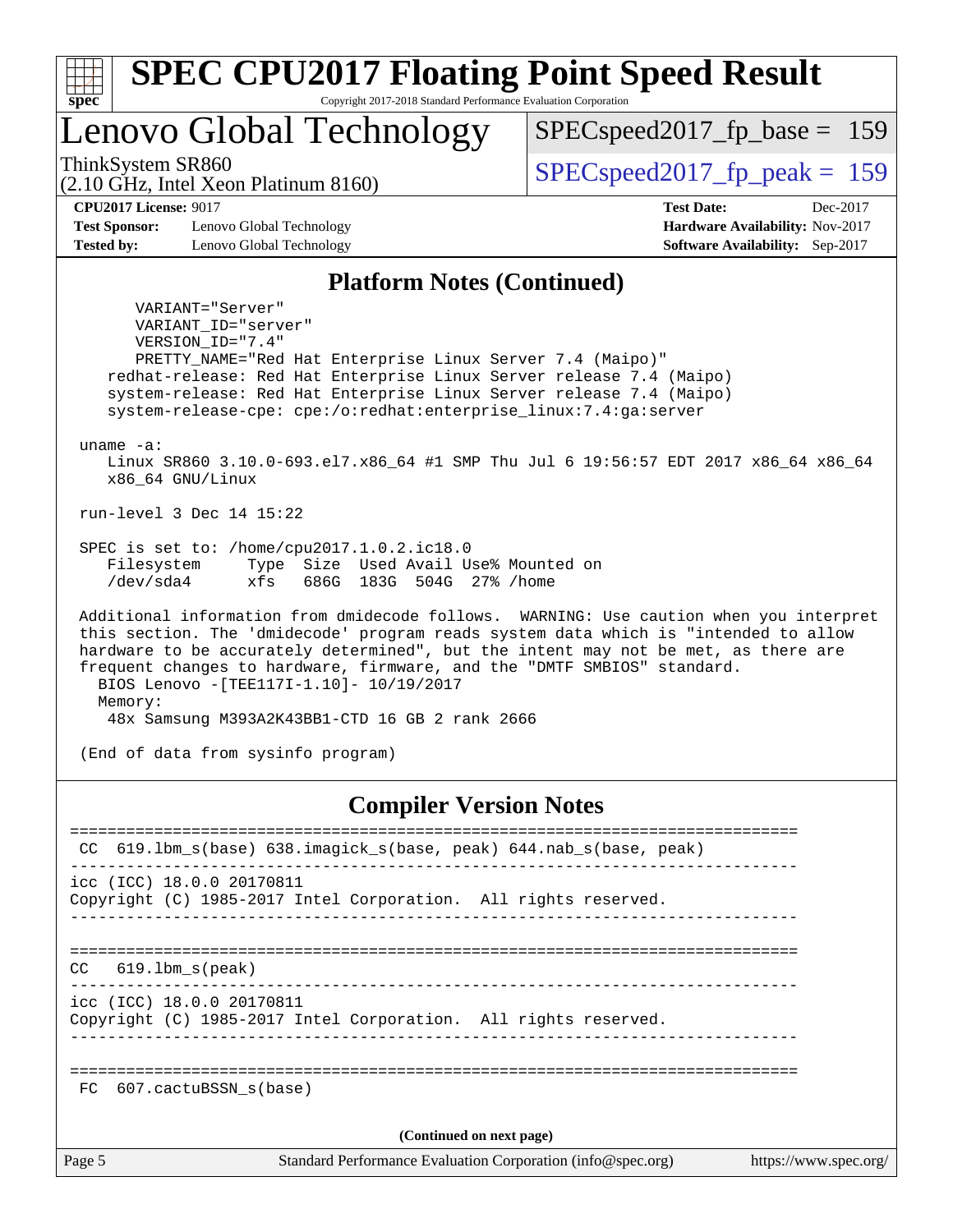# SPEC CPU2017 Floating Point Speed Result

Copyright 2017-2018 Standard Performance Evaluation Corporation

## Lenovo Global Technology

ThinkSystem SR860
(2.10 GHz, Intel Xeon Platinum 8160)

SPECspeed2017_fp_base = 159

SPECspeed2017_fp_peak = 159

**CPU2017 License:** 9017
**Test Sponsor:** Lenovo Global Technology
**Tested by:** Lenovo Global Technology

**Test Date:** Dec-2017
**Hardware Availability:** Nov-2017
**Software Availability:** Sep-2017

### Platform Notes (Continued)

```
        VARIANT="Server"
        VARIANT_ID="server"
        VERSION_ID="7.4"
        PRETTY_NAME="Red Hat Enterprise Linux Server 7.4 (Maipo)"
    redhat-release: Red Hat Enterprise Linux Server release 7.4 (Maipo)
    system-release: Red Hat Enterprise Linux Server release 7.4 (Maipo)
    system-release-cpe: cpe:/o:redhat:enterprise_linux:7.4:ga:server

 uname -a:
    Linux SR860 3.10.0-693.el7.x86_64 #1 SMP Thu Jul 6 19:56:57 EDT 2017 x86_64 x86_64
    x86_64 GNU/Linux

 run-level 3 Dec 14 15:22

 SPEC is set to: /home/cpu2017.1.0.2.ic18.0
    Filesystem     Type  Size  Used Avail Use% Mounted on
    /dev/sda4      xfs   686G  183G  504G  27% /home

 Additional information from dmidecode follows.  WARNING: Use caution when you interpret
 this section. The 'dmidecode' program reads system data which is "intended to allow
 hardware to be accurately determined", but the intent may not be met, as there are
 frequent changes to hardware, firmware, and the "DMTF SMBIOS" standard.
   BIOS Lenovo -[TEE117I-1.10]- 10/19/2017
   Memory:
    48x Samsung M393A2K43BB1-CTD 16 GB 2 rank 2666

 (End of data from sysinfo program)
```

### Compiler Version Notes

```
==============================================================================
 CC  619.lbm_s(base) 638.imagick_s(base, peak) 644.nab_s(base, peak)
------------------------------------------------------------------------------
icc (ICC) 18.0.0 20170811
Copyright (C) 1985-2017 Intel Corporation.  All rights reserved.
------------------------------------------------------------------------------

==============================================================================
CC   619.lbm_s(peak)
------------------------------------------------------------------------------
icc (ICC) 18.0.0 20170811
Copyright (C) 1985-2017 Intel Corporation.  All rights reserved.
------------------------------------------------------------------------------

==============================================================================
 FC  607.cactuBSSN_s(base)
```

(Continued on next page)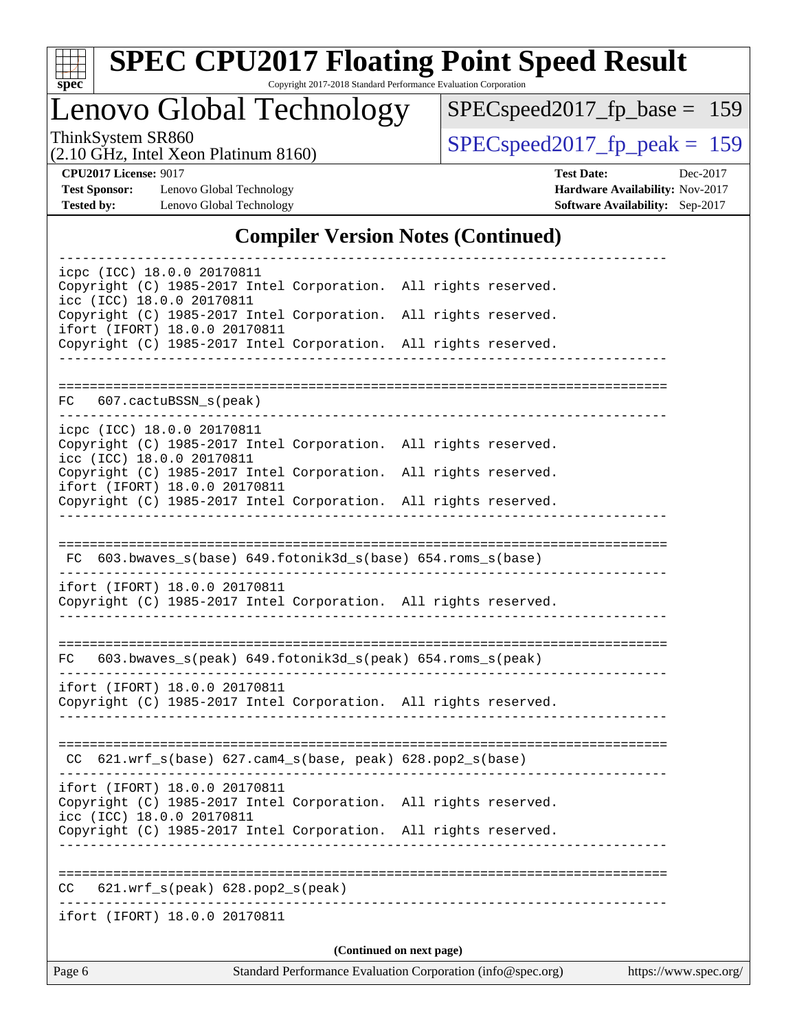# SPEC CPU2017 Floating Point Speed Result

Copyright 2017-2018 Standard Performance Evaluation Corporation

## Lenovo Global Technology

ThinkSystem SR860
(2.10 GHz, Intel Xeon Platinum 8160)

SPECspeed2017_fp_base = 159

SPECspeed2017_fp_peak = 159

**CPU2017 License:** 9017
**Test Sponsor:** Lenovo Global Technology
**Tested by:** Lenovo Global Technology

**Test Date:** Dec-2017
**Hardware Availability:** Nov-2017
**Software Availability:** Sep-2017

## Compiler Version Notes (Continued)

```
------------------------------------------------------------------------------
icpc (ICC) 18.0.0 20170811
Copyright (C) 1985-2017 Intel Corporation.  All rights reserved.
icc (ICC) 18.0.0 20170811
Copyright (C) 1985-2017 Intel Corporation.  All rights reserved.
ifort (IFORT) 18.0.0 20170811
Copyright (C) 1985-2017 Intel Corporation.  All rights reserved.
------------------------------------------------------------------------------

==============================================================================
FC   607.cactuBSSN_s(peak)
------------------------------------------------------------------------------
icpc (ICC) 18.0.0 20170811
Copyright (C) 1985-2017 Intel Corporation.  All rights reserved.
icc (ICC) 18.0.0 20170811
Copyright (C) 1985-2017 Intel Corporation.  All rights reserved.
ifort (IFORT) 18.0.0 20170811
Copyright (C) 1985-2017 Intel Corporation.  All rights reserved.
------------------------------------------------------------------------------

==============================================================================
 FC  603.bwaves_s(base) 649.fotonik3d_s(base) 654.roms_s(base)
------------------------------------------------------------------------------
ifort (IFORT) 18.0.0 20170811
Copyright (C) 1985-2017 Intel Corporation.  All rights reserved.
------------------------------------------------------------------------------

==============================================================================
FC   603.bwaves_s(peak) 649.fotonik3d_s(peak) 654.roms_s(peak)
------------------------------------------------------------------------------
ifort (IFORT) 18.0.0 20170811
Copyright (C) 1985-2017 Intel Corporation.  All rights reserved.
------------------------------------------------------------------------------

==============================================================================
 CC  621.wrf_s(base) 627.cam4_s(base, peak) 628.pop2_s(base)
------------------------------------------------------------------------------
ifort (IFORT) 18.0.0 20170811
Copyright (C) 1985-2017 Intel Corporation.  All rights reserved.
icc (ICC) 18.0.0 20170811
Copyright (C) 1985-2017 Intel Corporation.  All rights reserved.
------------------------------------------------------------------------------

==============================================================================
CC   621.wrf_s(peak) 628.pop2_s(peak)
------------------------------------------------------------------------------
ifort (IFORT) 18.0.0 20170811
```

**(Continued on next page)**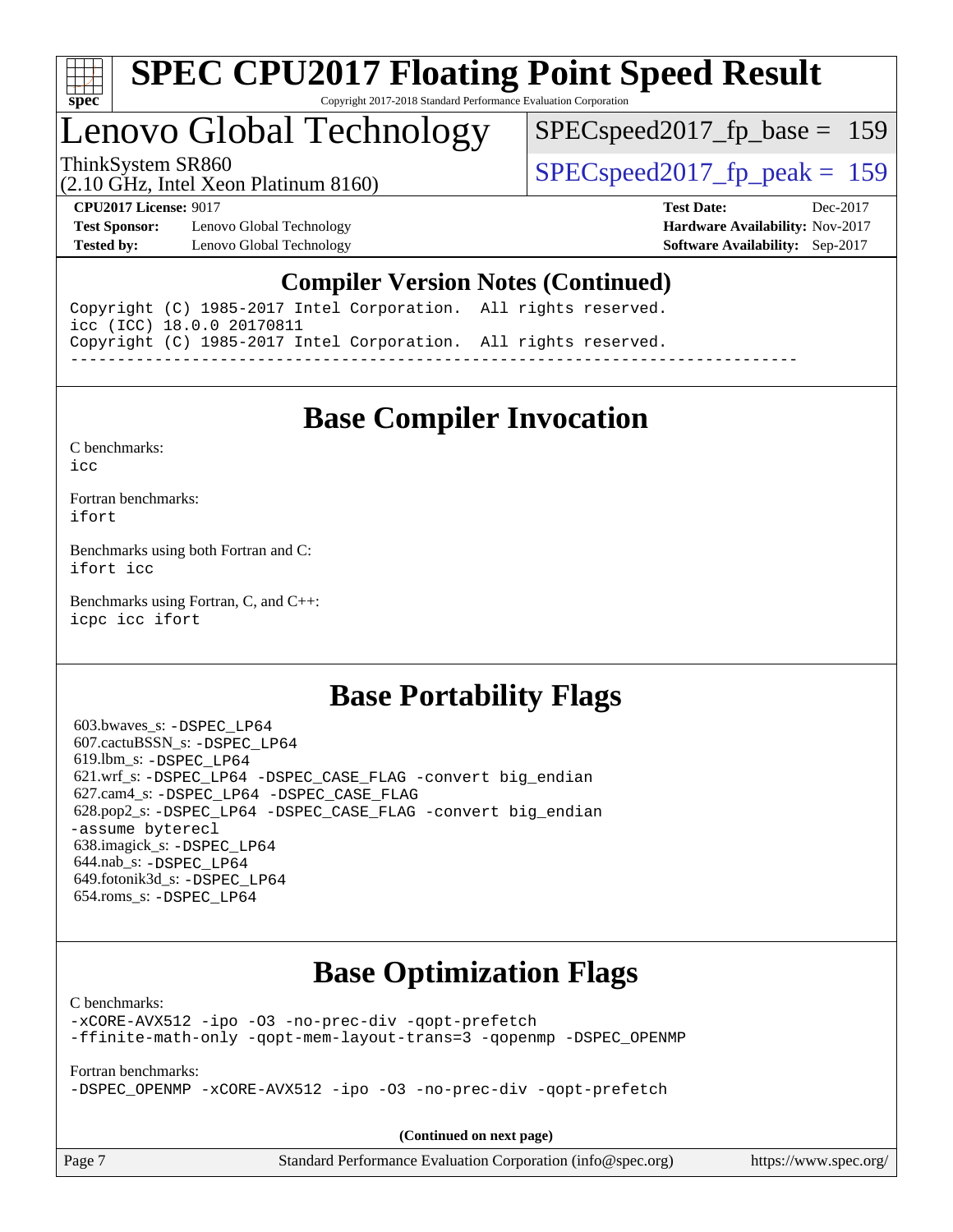# SPEC CPU2017 Floating Point Speed Result

Copyright 2017-2018 Standard Performance Evaluation Corporation

## Lenovo Global Technology

ThinkSystem SR860
(2.10 GHz, Intel Xeon Platinum 8160)

SPECspeed2017_fp_base = 159

SPECspeed2017_fp_peak = 159

**CPU2017 License:** 9017
**Test Sponsor:** Lenovo Global Technology
**Tested by:** Lenovo Global Technology

**Test Date:** Dec-2017
**Hardware Availability:** Nov-2017
**Software Availability:** Sep-2017

### Compiler Version Notes (Continued)

```
Copyright (C) 1985-2017 Intel Corporation.  All rights reserved.
icc (ICC) 18.0.0 20170811
Copyright (C) 1985-2017 Intel Corporation.  All rights reserved.
------------------------------------------------------------------------------
```

## Base Compiler Invocation

C benchmarks:
`icc`

Fortran benchmarks:
`ifort`

Benchmarks using both Fortran and C:
`ifort icc`

Benchmarks using Fortran, C, and C++:
`icpc icc ifort`

## Base Portability Flags

603.bwaves_s: `-DSPEC_LP64`
607.cactuBSSN_s: `-DSPEC_LP64`
619.lbm_s: `-DSPEC_LP64`
621.wrf_s: `-DSPEC_LP64 -DSPEC_CASE_FLAG -convert big_endian`
627.cam4_s: `-DSPEC_LP64 -DSPEC_CASE_FLAG`
628.pop2_s: `-DSPEC_LP64 -DSPEC_CASE_FLAG -convert big_endian -assume byterecl`
638.imagick_s: `-DSPEC_LP64`
644.nab_s: `-DSPEC_LP64`
649.fotonik3d_s: `-DSPEC_LP64`
654.roms_s: `-DSPEC_LP64`

## Base Optimization Flags

C benchmarks:
`-xCORE-AVX512 -ipo -O3 -no-prec-div -qopt-prefetch -ffinite-math-only -qopt-mem-layout-trans=3 -qopenmp -DSPEC_OPENMP`

Fortran benchmarks:
`-DSPEC_OPENMP -xCORE-AVX512 -ipo -O3 -no-prec-div -qopt-prefetch`

**(Continued on next page)**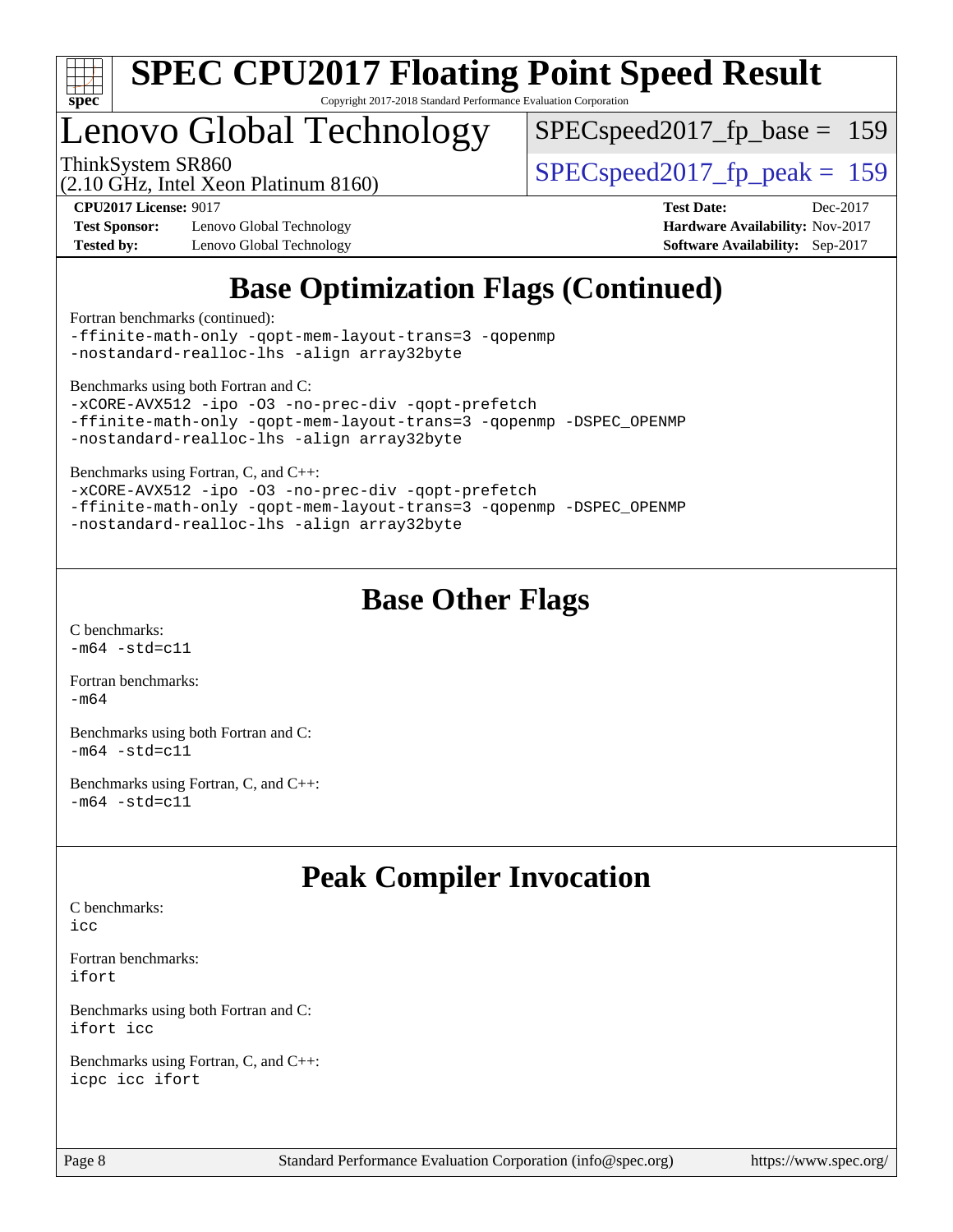## Base Optimization Flags (Continued)

Fortran benchmarks (continued):
```
-ffinite-math-only -qopt-mem-layout-trans=3 -qopenmp
-nostandard-realloc-lhs -align array32byte
```

Benchmarks using both Fortran and C:
```
-xCORE-AVX512 -ipo -O3 -no-prec-div -qopt-prefetch
-ffinite-math-only -qopt-mem-layout-trans=3 -qopenmp -DSPEC_OPENMP
-nostandard-realloc-lhs -align array32byte
```

Benchmarks using Fortran, C, and C++:
```
-xCORE-AVX512 -ipo -O3 -no-prec-div -qopt-prefetch
-ffinite-math-only -qopt-mem-layout-trans=3 -qopenmp -DSPEC_OPENMP
-nostandard-realloc-lhs -align array32byte
```

## Base Other Flags

C benchmarks:
```
-m64 -std=c11
```

Fortran benchmarks:
```
-m64
```

Benchmarks using both Fortran and C:
```
-m64 -std=c11
```

Benchmarks using Fortran, C, and C++:
```
-m64 -std=c11
```

## Peak Compiler Invocation

C benchmarks:
```
icc
```

Fortran benchmarks:
```
ifort
```

Benchmarks using both Fortran and C:
```
ifort icc
```

Benchmarks using Fortran, C, and C++:
```
icpc icc ifort
```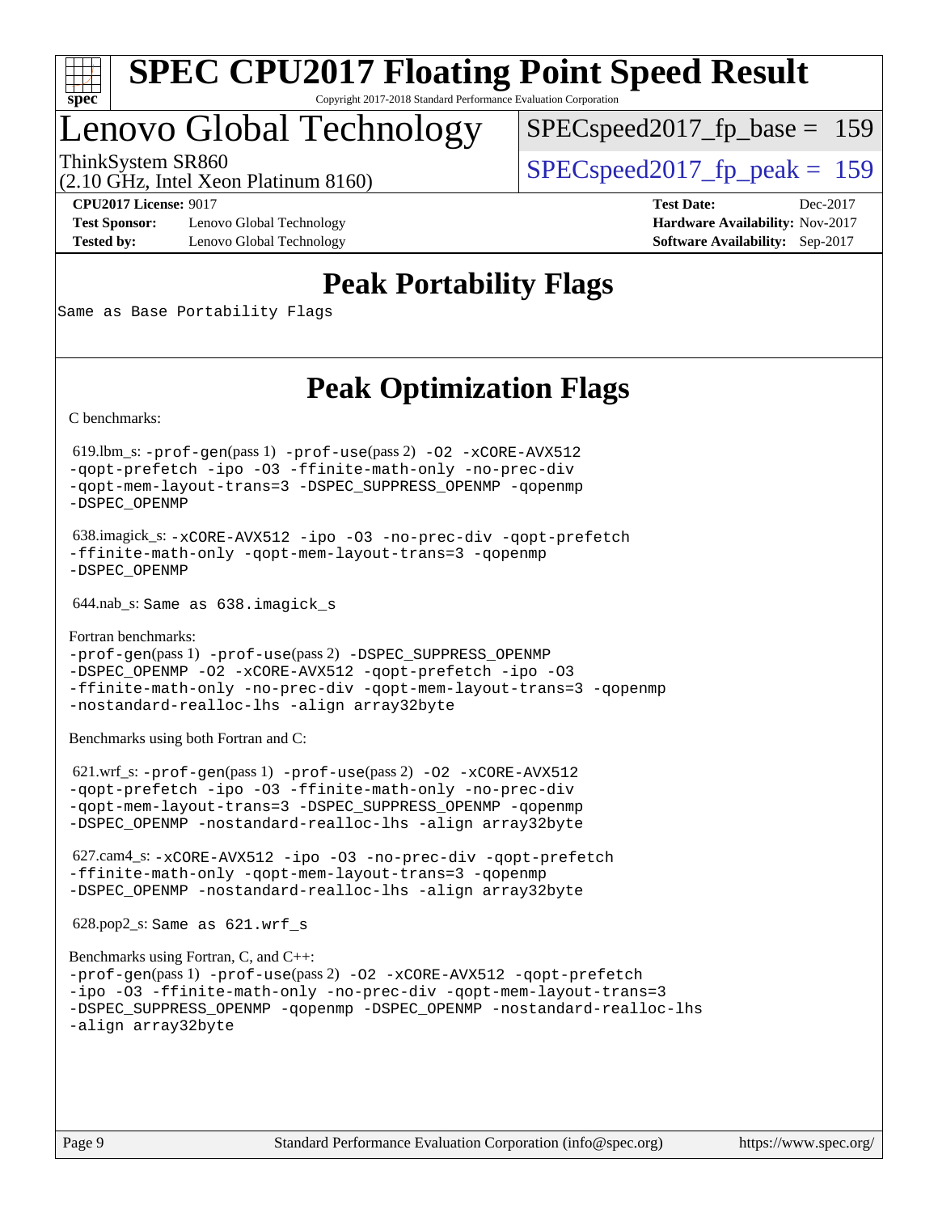# SPEC CPU2017 Floating Point Speed Result

Copyright 2017-2018 Standard Performance Evaluation Corporation

# Lenovo Global Technology

ThinkSystem SR860
(2.10 GHz, Intel Xeon Platinum 8160)

SPECspeed2017_fp_base = 159

SPECspeed2017_fp_peak = 159

**CPU2017 License:** 9017
**Test Sponsor:** Lenovo Global Technology
**Tested by:** Lenovo Global Technology

**Test Date:** Dec-2017
**Hardware Availability:** Nov-2017
**Software Availability:** Sep-2017

## Peak Portability Flags

Same as Base Portability Flags

## Peak Optimization Flags

C benchmarks:

619.lbm_s: -prof-gen(pass 1) -prof-use(pass 2) -O2 -xCORE-AVX512 -qopt-prefetch -ipo -O3 -ffinite-math-only -no-prec-div -qopt-mem-layout-trans=3 -DSPEC_SUPPRESS_OPENMP -qopenmp -DSPEC_OPENMP

638.imagick_s: -xCORE-AVX512 -ipo -O3 -no-prec-div -qopt-prefetch -ffinite-math-only -qopt-mem-layout-trans=3 -qopenmp -DSPEC_OPENMP

644.nab_s: Same as 638.imagick_s

Fortran benchmarks:

-prof-gen(pass 1) -prof-use(pass 2) -DSPEC_SUPPRESS_OPENMP -DSPEC_OPENMP -O2 -xCORE-AVX512 -qopt-prefetch -ipo -O3 -ffinite-math-only -no-prec-div -qopt-mem-layout-trans=3 -qopenmp -nostandard-realloc-lhs -align array32byte

Benchmarks using both Fortran and C:

621.wrf_s: -prof-gen(pass 1) -prof-use(pass 2) -O2 -xCORE-AVX512 -qopt-prefetch -ipo -O3 -ffinite-math-only -no-prec-div -qopt-mem-layout-trans=3 -DSPEC_SUPPRESS_OPENMP -qopenmp -DSPEC_OPENMP -nostandard-realloc-lhs -align array32byte

627.cam4_s: -xCORE-AVX512 -ipo -O3 -no-prec-div -qopt-prefetch -ffinite-math-only -qopt-mem-layout-trans=3 -qopenmp -DSPEC_OPENMP -nostandard-realloc-lhs -align array32byte

628.pop2_s: Same as 621.wrf_s

Benchmarks using Fortran, C, and C++:

-prof-gen(pass 1) -prof-use(pass 2) -O2 -xCORE-AVX512 -qopt-prefetch -ipo -O3 -ffinite-math-only -no-prec-div -qopt-mem-layout-trans=3 -DSPEC_SUPPRESS_OPENMP -qopenmp -DSPEC_OPENMP -nostandard-realloc-lhs -align array32byte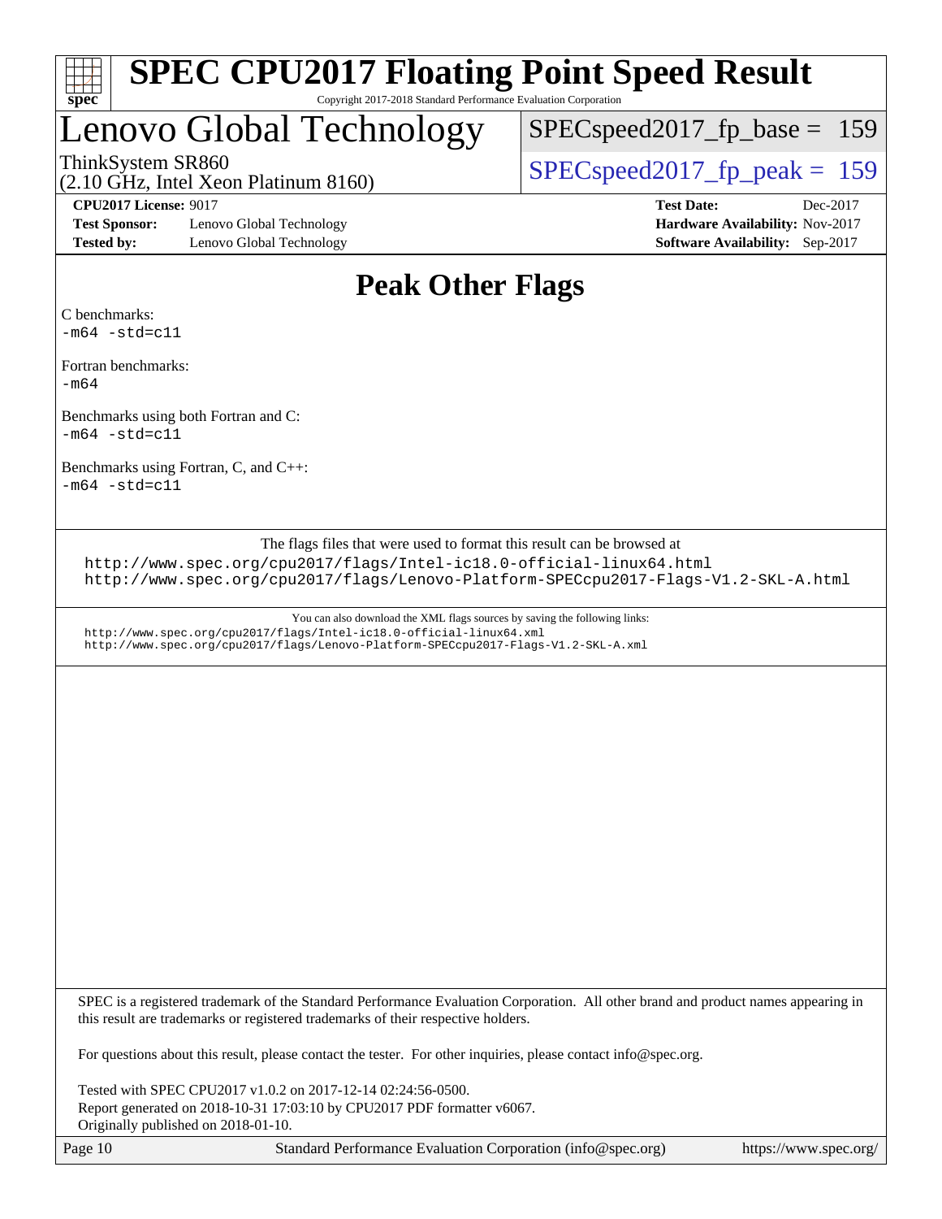# SPEC CPU2017 Floating Point Speed Result

Copyright 2017-2018 Standard Performance Evaluation Corporation

# Lenovo Global Technology

ThinkSystem SR860
(2.10 GHz, Intel Xeon Platinum 8160)

SPECspeed2017_fp_base = 159

SPECspeed2017_fp_peak = 159

**CPU2017 License:** 9017
**Test Sponsor:** Lenovo Global Technology
**Tested by:** Lenovo Global Technology

**Test Date:** Dec-2017
**Hardware Availability:** Nov-2017
**Software Availability:** Sep-2017

## Peak Other Flags

C benchmarks:
-m64 -std=c11

Fortran benchmarks:
-m64

Benchmarks using both Fortran and C:
-m64 -std=c11

Benchmarks using Fortran, C, and C++:
-m64 -std=c11

The flags files that were used to format this result can be browsed at
http://www.spec.org/cpu2017/flags/Intel-ic18.0-official-linux64.html
http://www.spec.org/cpu2017/flags/Lenovo-Platform-SPECcpu2017-Flags-V1.2-SKL-A.html

You can also download the XML flags sources by saving the following links:
http://www.spec.org/cpu2017/flags/Intel-ic18.0-official-linux64.xml
http://www.spec.org/cpu2017/flags/Lenovo-Platform-SPECcpu2017-Flags-V1.2-SKL-A.xml

SPEC is a registered trademark of the Standard Performance Evaluation Corporation. All other brand and product names appearing in this result are trademarks or registered trademarks of their respective holders.

For questions about this result, please contact the tester. For other inquiries, please contact info@spec.org.

Tested with SPEC CPU2017 v1.0.2 on 2017-12-14 02:24:56-0500.
Report generated on 2018-10-31 17:03:10 by CPU2017 PDF formatter v6067.
Originally published on 2018-01-10.